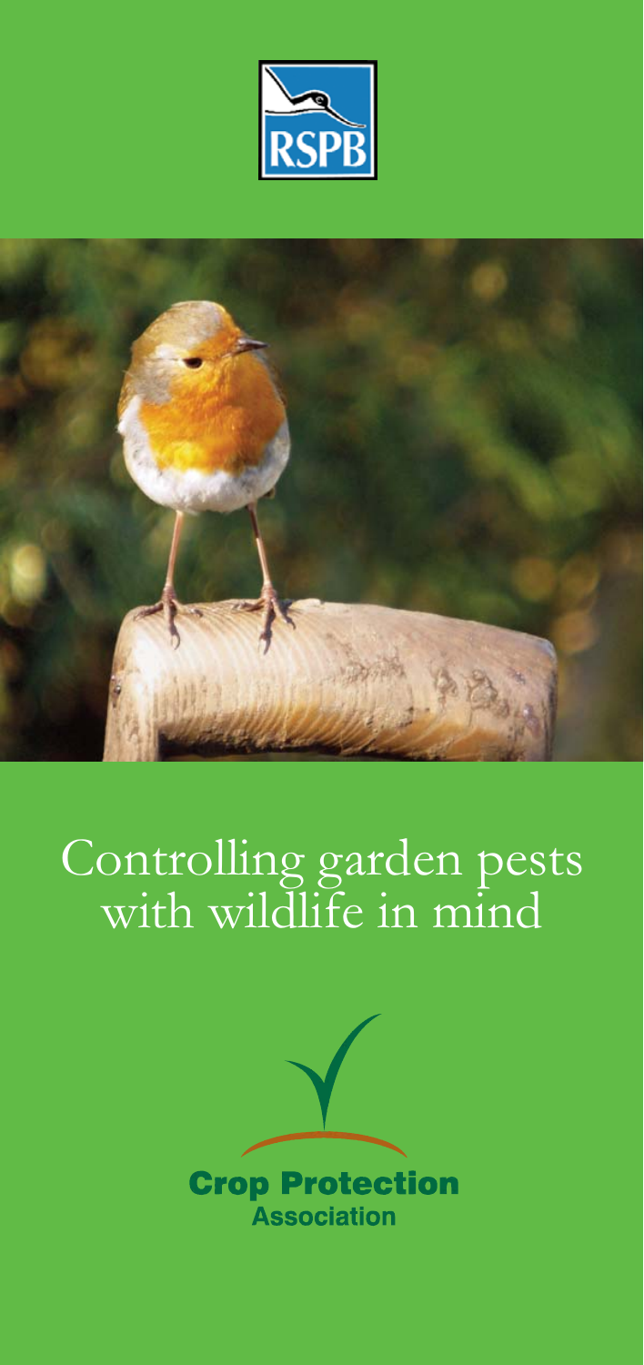RSPB

# Controlling garden pests with wildlife in mind

Crop Protection Association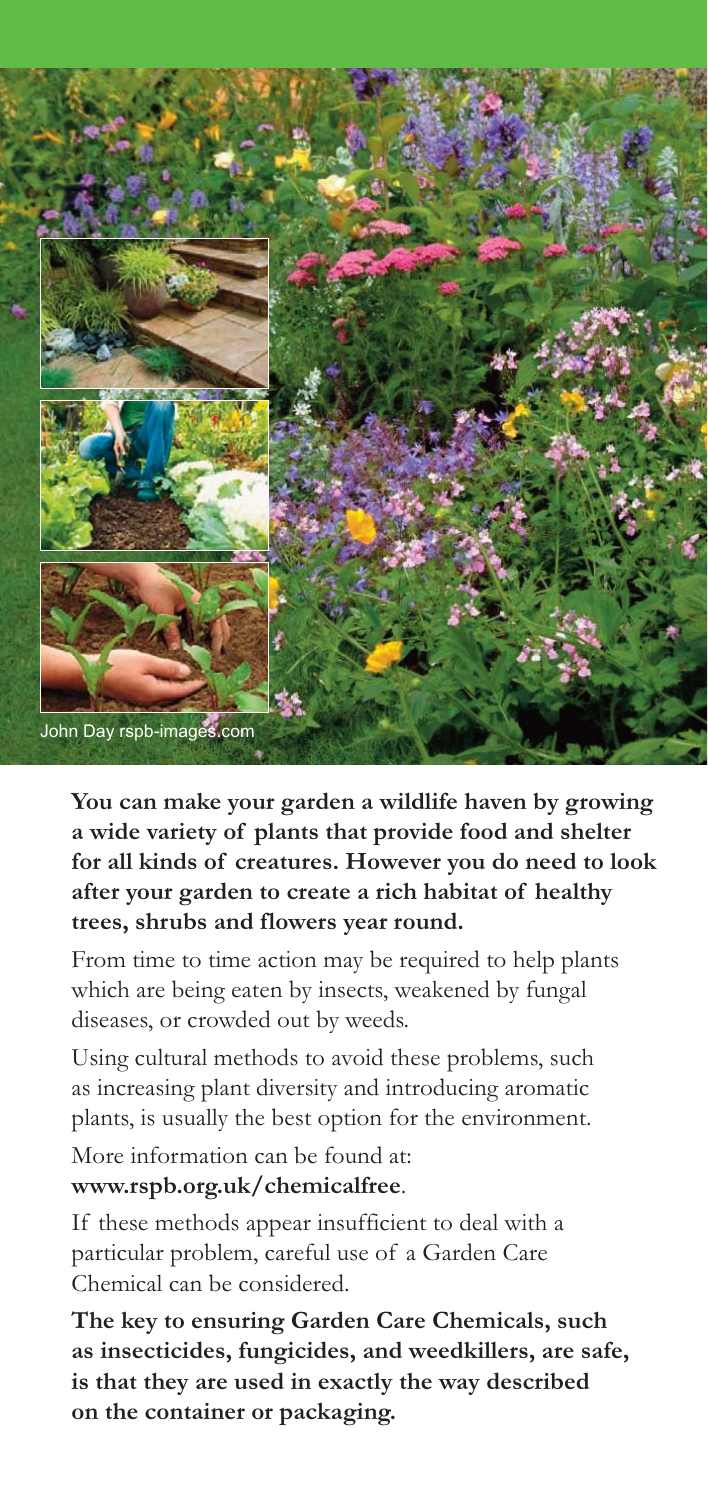John Day rspb-images.com

**You can make your garden a wildlife haven by growing a wide variety of plants that provide food and shelter for all kinds of creatures. However you do need to look after your garden to create a rich habitat of healthy trees, shrubs and flowers year round.**

From time to time action may be required to help plants which are being eaten by insects, weakened by fungal diseases, or crowded out by weeds.

Using cultural methods to avoid these problems, such as increasing plant diversity and introducing aromatic plants, is usually the best option for the environment.

More information can be found at:
**www.rspb.org.uk/chemicalfree**.

If these methods appear insufficient to deal with a particular problem, careful use of a Garden Care Chemical can be considered.

**The key to ensuring Garden Care Chemicals, such as insecticides, fungicides, and weedkillers, are safe, is that they are used in exactly the way described on the container or packaging.**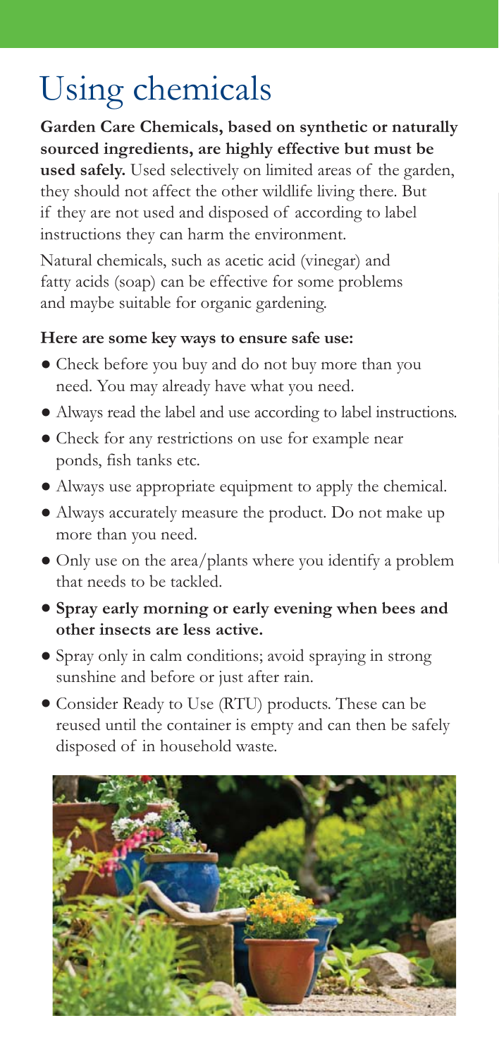# Using chemicals

**Garden Care Chemicals, based on synthetic or naturally sourced ingredients, are highly effective but must be used safely.** Used selectively on limited areas of the garden, they should not affect the other wildlife living there. But if they are not used and disposed of according to label instructions they can harm the environment.

Natural chemicals, such as acetic acid (vinegar) and fatty acids (soap) can be effective for some problems and maybe suitable for organic gardening.

**Here are some key ways to ensure safe use:**

- Check before you buy and do not buy more than you need. You may already have what you need.
- Always read the label and use according to label instructions.
- Check for any restrictions on use for example near ponds, fish tanks etc.
- Always use appropriate equipment to apply the chemical.
- Always accurately measure the product. Do not make up more than you need.
- Only use on the area/plants where you identify a problem that needs to be tackled.
- **Spray early morning or early evening when bees and other insects are less active.**
- Spray only in calm conditions; avoid spraying in strong sunshine and before or just after rain.
- Consider Ready to Use (RTU) products. These can be reused until the container is empty and can then be safely disposed of in household waste.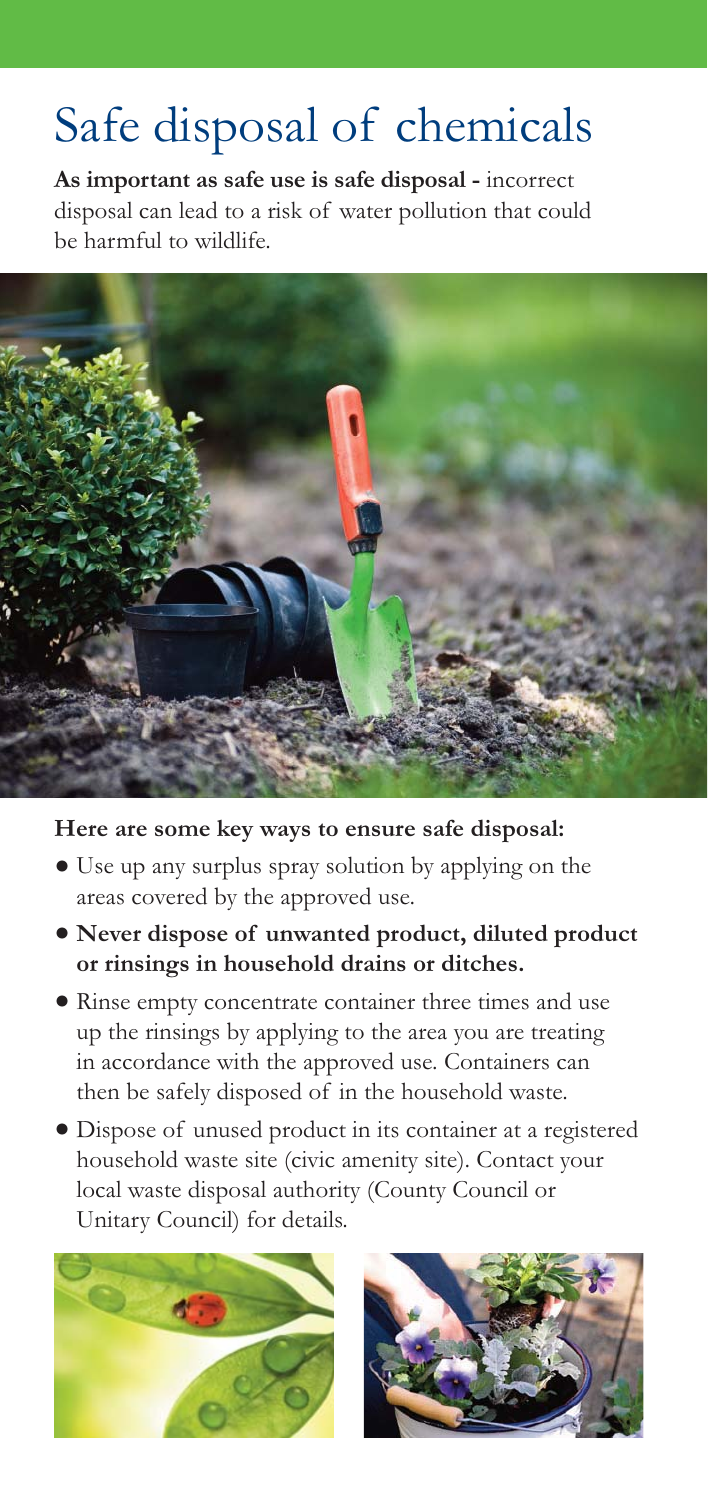# Safe disposal of chemicals

**As important as safe use is safe disposal -** incorrect disposal can lead to a risk of water pollution that could be harmful to wildlife.

**Here are some key ways to ensure safe disposal:**

- Use up any surplus spray solution by applying on the areas covered by the approved use.
- **Never dispose of unwanted product, diluted product or rinsings in household drains or ditches.**
- Rinse empty concentrate container three times and use up the rinsings by applying to the area you are treating in accordance with the approved use. Containers can then be safely disposed of in the household waste.
- Dispose of unused product in its container at a registered household waste site (civic amenity site). Contact your local waste disposal authority (County Council or Unitary Council) for details.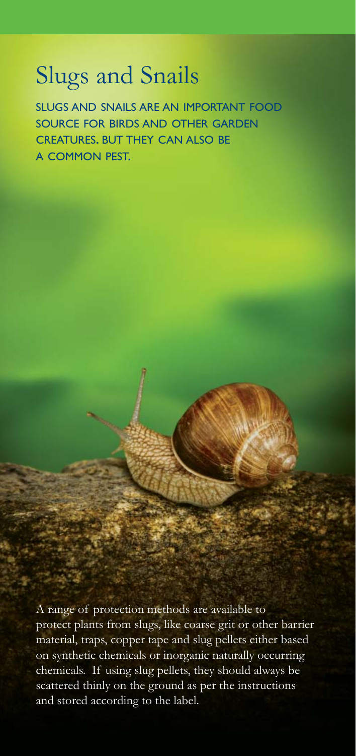# Slugs and Snails

SLUGS AND SNAILS ARE AN IMPORTANT FOOD SOURCE FOR BIRDS AND OTHER GARDEN CREATURES. BUT THEY CAN ALSO BE A COMMON PEST.

A range of protection methods are available to protect plants from slugs, like coarse grit or other barrier material, traps, copper tape and slug pellets either based on synthetic chemicals or inorganic naturally occurring chemicals. If using slug pellets, they should always be scattered thinly on the ground as per the instructions and stored according to the label.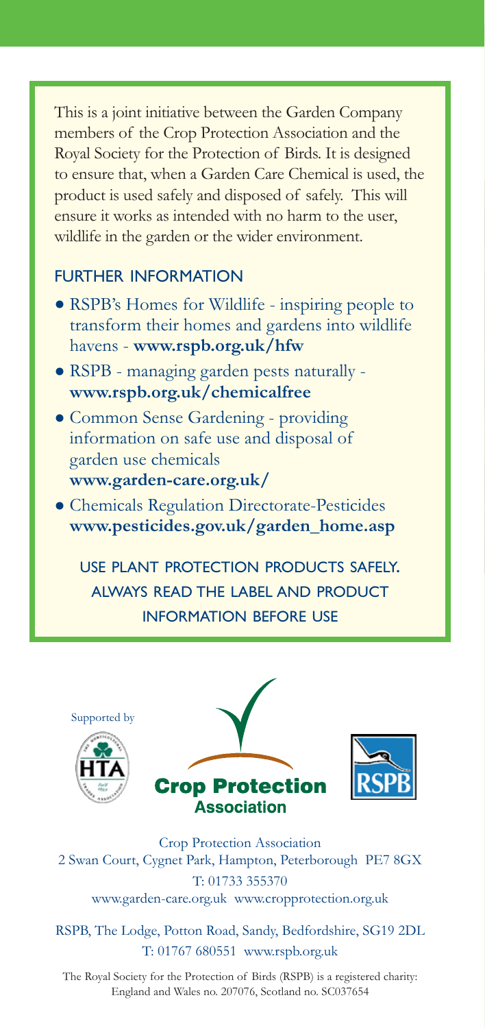This is a joint initiative between the Garden Company members of the Crop Protection Association and the Royal Society for the Protection of Birds. It is designed to ensure that, when a Garden Care Chemical is used, the product is used safely and disposed of safely. This will ensure it works as intended with no harm to the user, wildlife in the garden or the wider environment.

## FURTHER INFORMATION

- RSPB's Homes for Wildlife - inspiring people to transform their homes and gardens into wildlife havens - **www.rspb.org.uk/hfw**
- RSPB - managing garden pests naturally - **www.rspb.org.uk/chemicalfree**
- Common Sense Gardening - providing information on safe use and disposal of garden use chemicals **www.garden-care.org.uk/**
- Chemicals Regulation Directorate-Pesticides **www.pesticides.gov.uk/garden_home.asp**

USE PLANT PROTECTION PRODUCTS SAFELY. ALWAYS READ THE LABEL AND PRODUCT INFORMATION BEFORE USE

Supported by

HTA

Crop Protection Association

RSPB

Crop Protection Association
2 Swan Court, Cygnet Park, Hampton, Peterborough PE7 8GX
T: 01733 355370
www.garden-care.org.uk www.cropprotection.org.uk

RSPB, The Lodge, Potton Road, Sandy, Bedfordshire, SG19 2DL
T: 01767 680551 www.rspb.org.uk

The Royal Society for the Protection of Birds (RSPB) is a registered charity: England and Wales no. 207076, Scotland no. SC037654